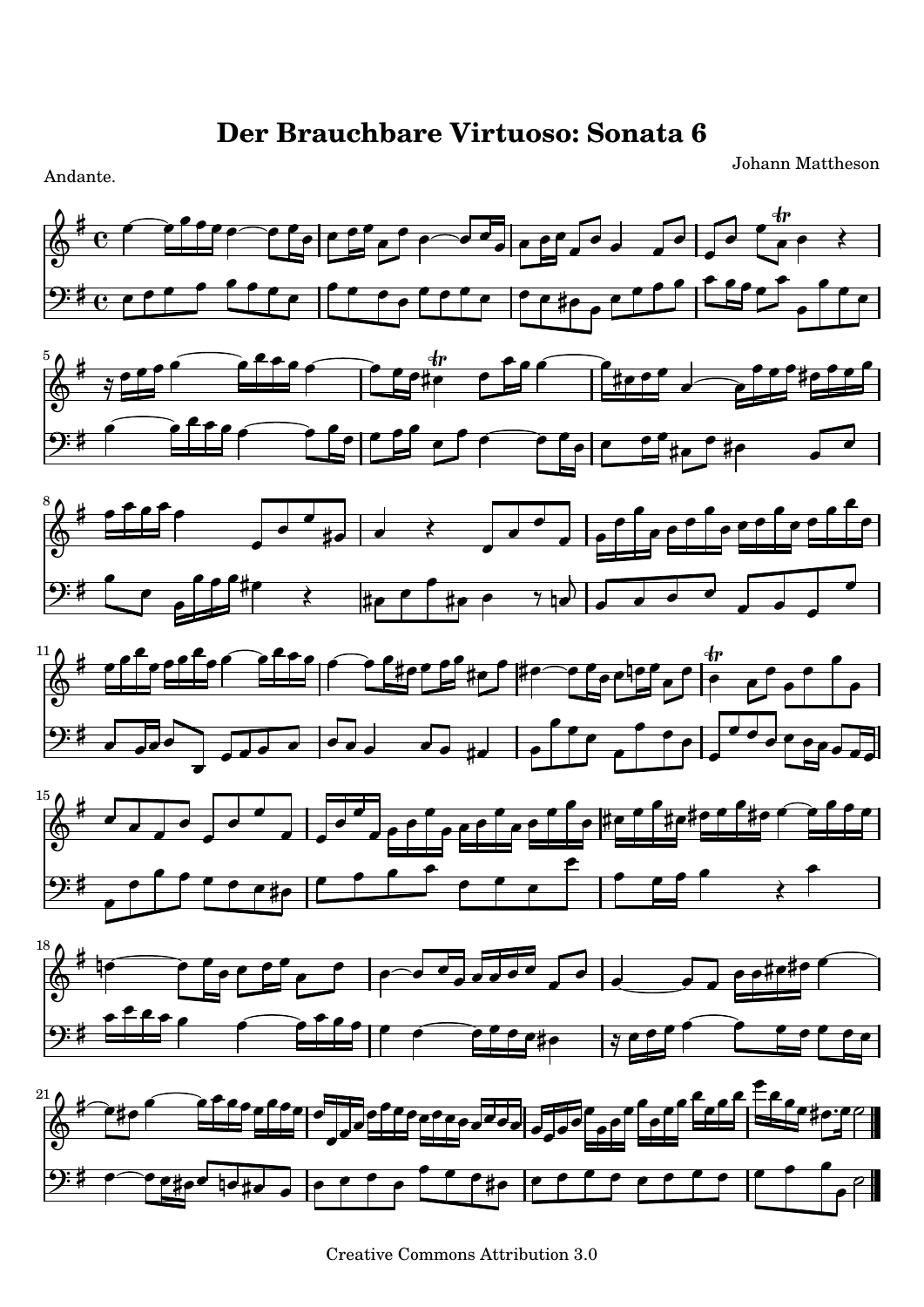# Der Brauchbare Virtuoso: Sonata 6

Johann Mattheson

Andante.

Creative Commons Attribution 3.0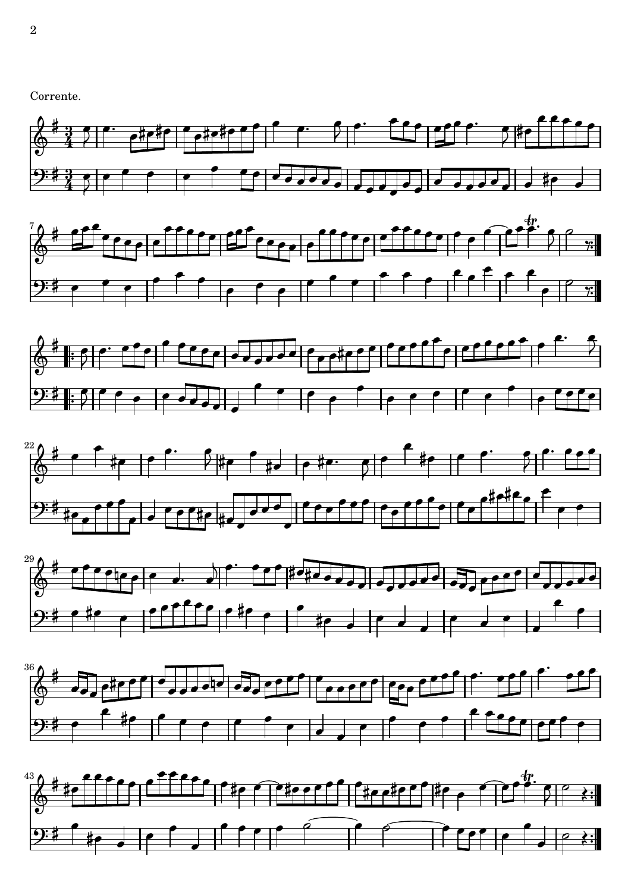Corrente.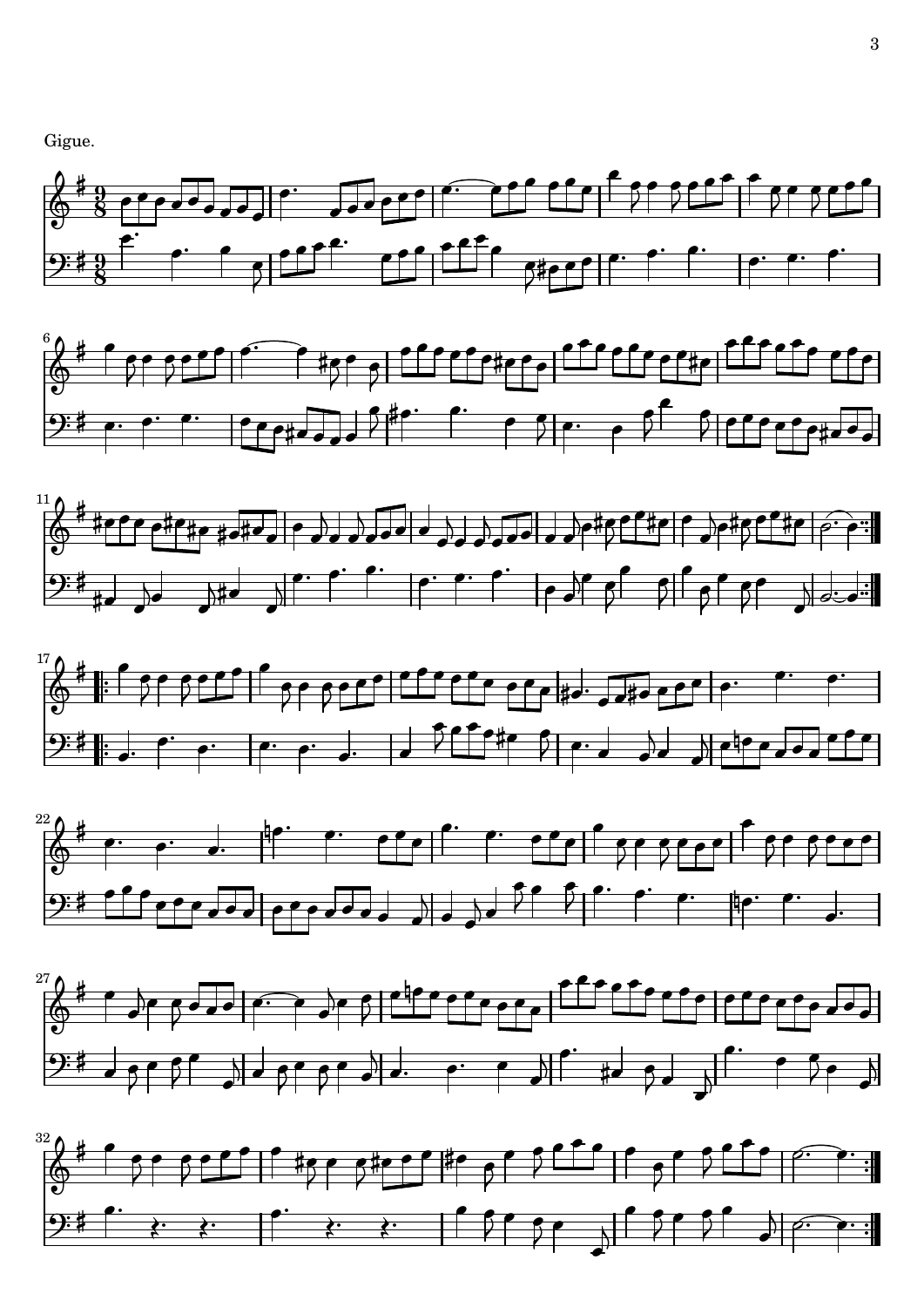Gigue.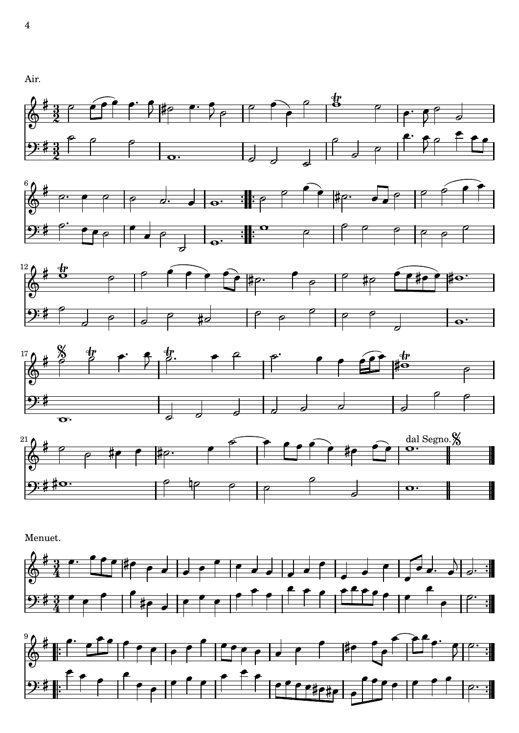Air.

dal Segno.

Menuet.